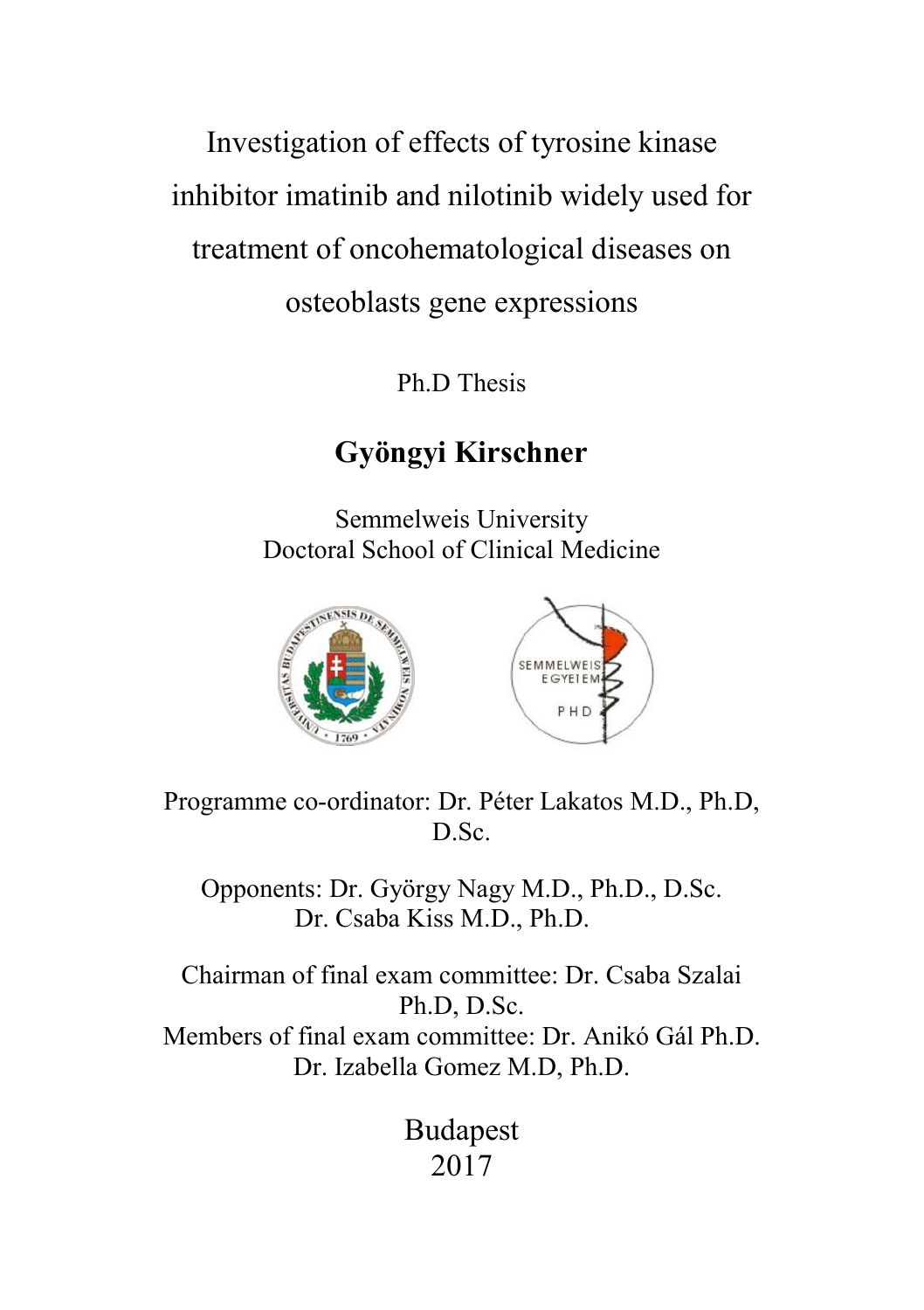# Investigation of effects of tyrosine kinase inhibitor imatinib and nilotinib widely used for treatment of oncohematological diseases on osteoblasts gene expressions

Ph.D Thesis

## Gyöngyi Kirschner

Semmelweis University
Doctoral School of Clinical Medicine

Programme co-ordinator: Dr. Péter Lakatos M.D., Ph.D, D.Sc.

Opponents: Dr. György Nagy M.D., Ph.D., D.Sc.
Dr. Csaba Kiss M.D., Ph.D.

Chairman of final exam committee: Dr. Csaba Szalai Ph.D, D.Sc.
Members of final exam committee: Dr. Anikó Gál Ph.D.
Dr. Izabella Gomez M.D, Ph.D.

Budapest
2017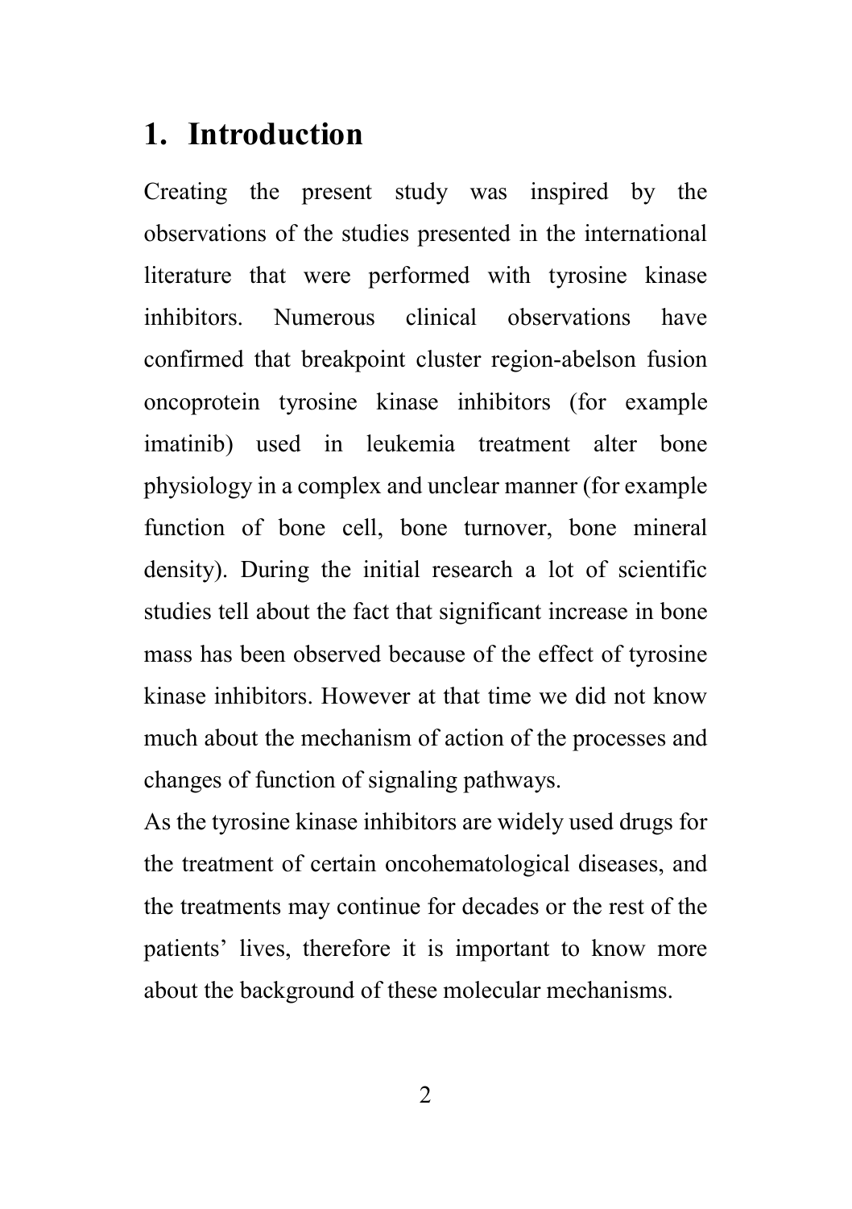# 1. Introduction

Creating the present study was inspired by the observations of the studies presented in the international literature that were performed with tyrosine kinase inhibitors. Numerous clinical observations have confirmed that breakpoint cluster region-abelson fusion oncoprotein tyrosine kinase inhibitors (for example imatinib) used in leukemia treatment alter bone physiology in a complex and unclear manner (for example function of bone cell, bone turnover, bone mineral density). During the initial research a lot of scientific studies tell about the fact that significant increase in bone mass has been observed because of the effect of tyrosine kinase inhibitors. However at that time we did not know much about the mechanism of action of the processes and changes of function of signaling pathways.

As the tyrosine kinase inhibitors are widely used drugs for the treatment of certain oncohematological diseases, and the treatments may continue for decades or the rest of the patients' lives, therefore it is important to know more about the background of these molecular mechanisms.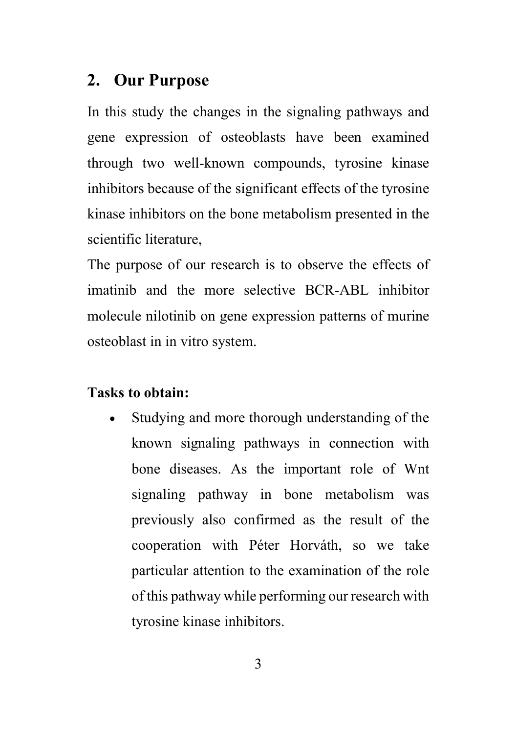## 2. Our Purpose

In this study the changes in the signaling pathways and gene expression of osteoblasts have been examined through two well-known compounds, tyrosine kinase inhibitors because of the significant effects of the tyrosine kinase inhibitors on the bone metabolism presented in the scientific literature,

The purpose of our research is to observe the effects of imatinib and the more selective BCR-ABL inhibitor molecule nilotinib on gene expression patterns of murine osteoblast in in vitro system.

**Tasks to obtain:**

- Studying and more thorough understanding of the known signaling pathways in connection with bone diseases. As the important role of Wnt signaling pathway in bone metabolism was previously also confirmed as the result of the cooperation with Péter Horváth, so we take particular attention to the examination of the role of this pathway while performing our research with tyrosine kinase inhibitors.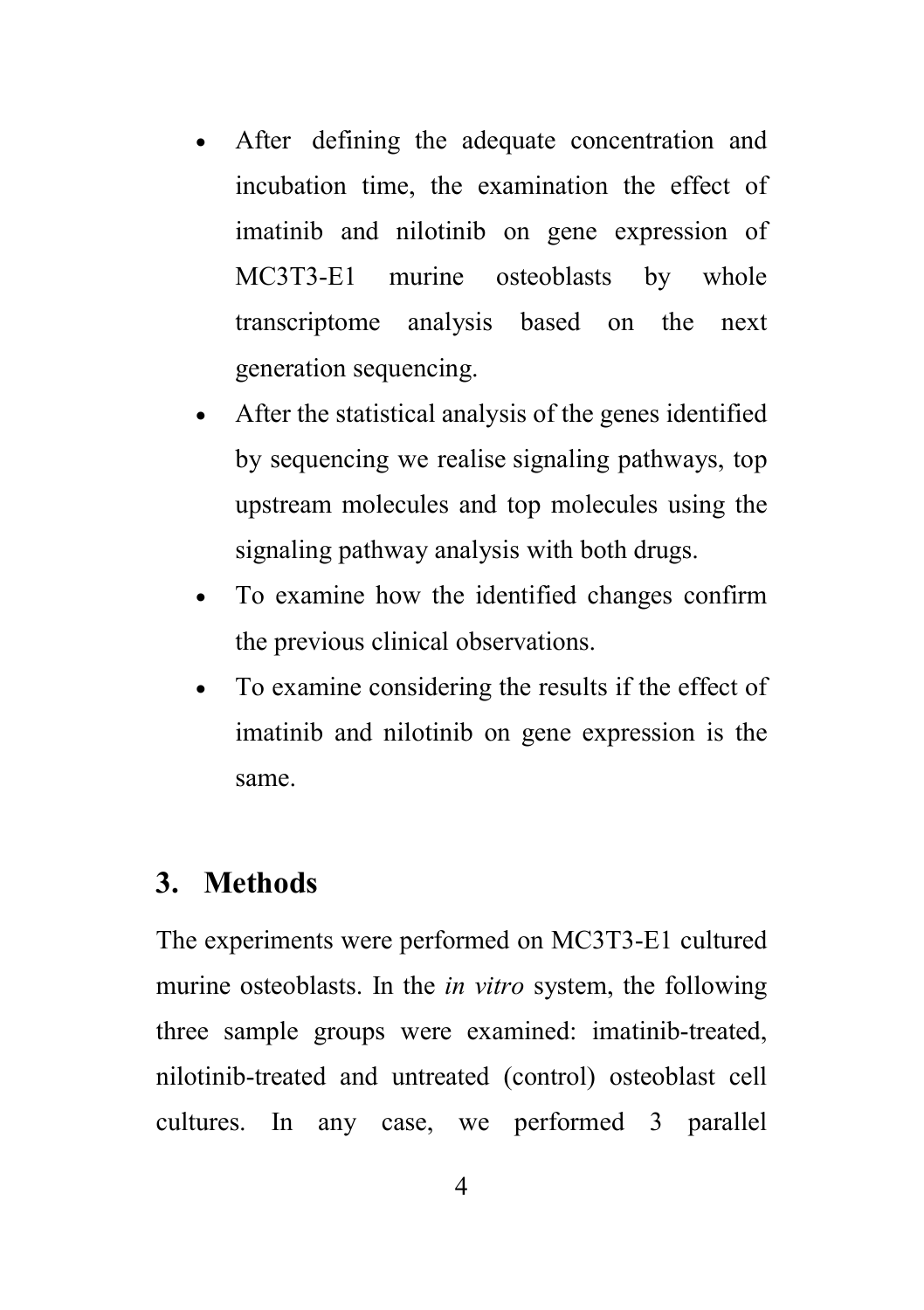- After defining the adequate concentration and incubation time, the examination the effect of imatinib and nilotinib on gene expression of MC3T3-E1 murine osteoblasts by whole transcriptome analysis based on the next generation sequencing.
- After the statistical analysis of the genes identified by sequencing we realise signaling pathways, top upstream molecules and top molecules using the signaling pathway analysis with both drugs.
- To examine how the identified changes confirm the previous clinical observations.
- To examine considering the results if the effect of imatinib and nilotinib on gene expression is the same.

## 3. Methods

The experiments were performed on MC3T3-E1 cultured murine osteoblasts. In the *in vitro* system, the following three sample groups were examined: imatinib-treated, nilotinib-treated and untreated (control) osteoblast cell cultures. In any case, we performed 3 parallel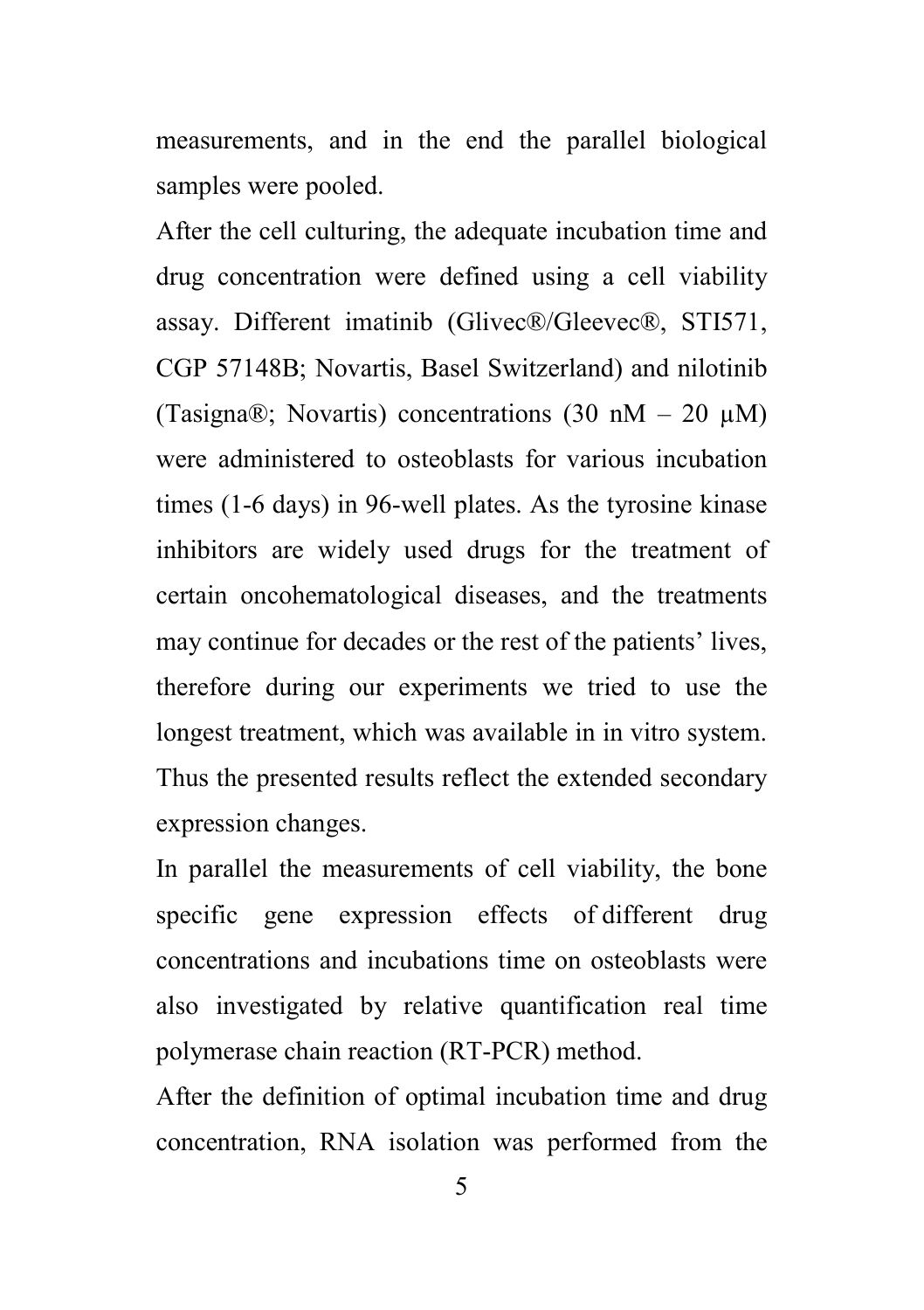measurements, and in the end the parallel biological samples were pooled.

After the cell culturing, the adequate incubation time and drug concentration were defined using a cell viability assay. Different imatinib (Glivec®/Gleevec®, STI571, CGP 57148B; Novartis, Basel Switzerland) and nilotinib (Tasigna®; Novartis) concentrations (30 nM – 20 μM) were administered to osteoblasts for various incubation times (1-6 days) in 96-well plates. As the tyrosine kinase inhibitors are widely used drugs for the treatment of certain oncohematological diseases, and the treatments may continue for decades or the rest of the patients' lives, therefore during our experiments we tried to use the longest treatment, which was available in in vitro system. Thus the presented results reflect the extended secondary expression changes.

In parallel the measurements of cell viability, the bone specific gene expression effects of different drug concentrations and incubations time on osteoblasts were also investigated by relative quantification real time polymerase chain reaction (RT-PCR) method.

After the definition of optimal incubation time and drug concentration, RNA isolation was performed from the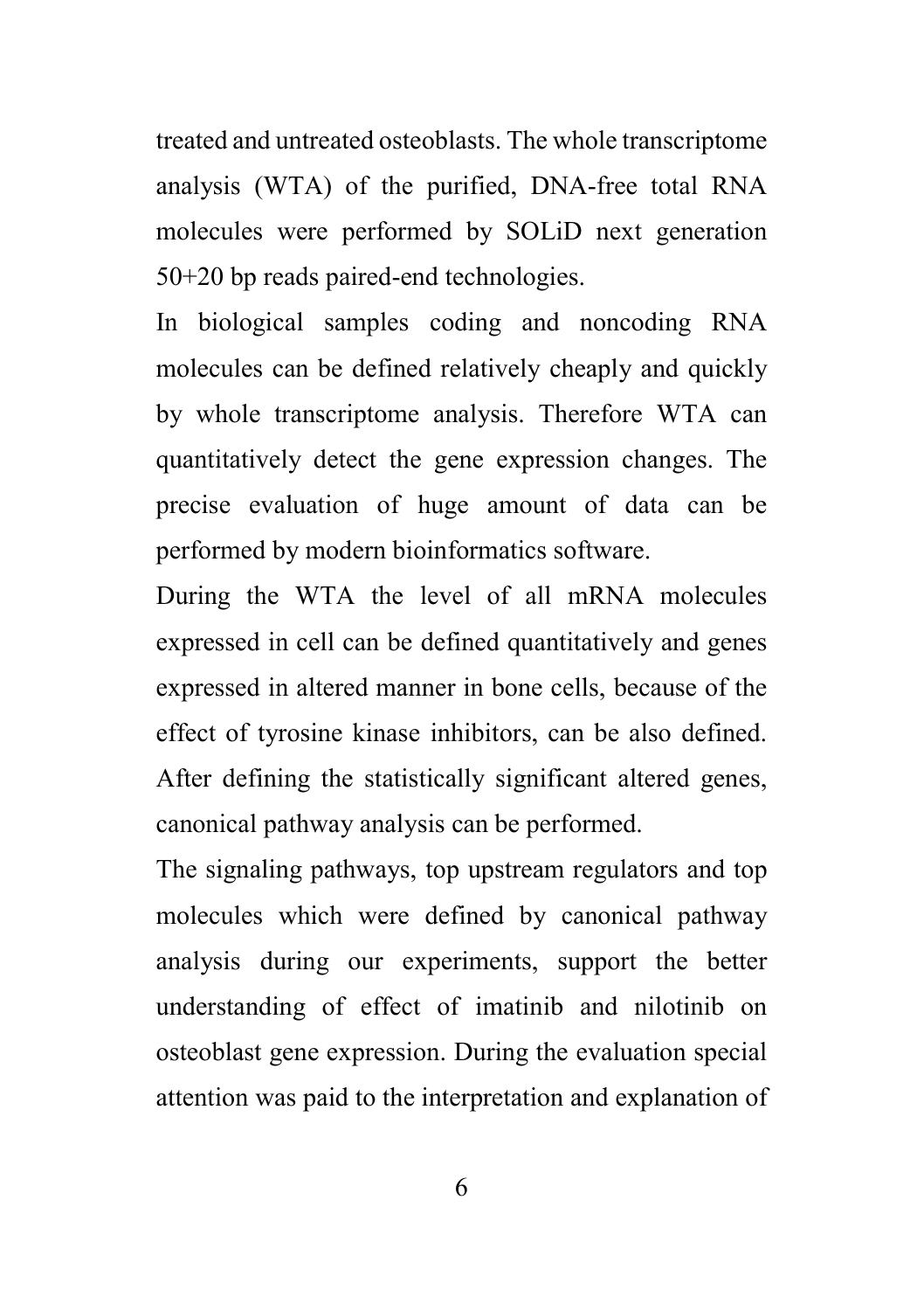treated and untreated osteoblasts. The whole transcriptome analysis (WTA) of the purified, DNA-free total RNA molecules were performed by SOLiD next generation 50+20 bp reads paired-end technologies.

In biological samples coding and noncoding RNA molecules can be defined relatively cheaply and quickly by whole transcriptome analysis. Therefore WTA can quantitatively detect the gene expression changes. The precise evaluation of huge amount of data can be performed by modern bioinformatics software.

During the WTA the level of all mRNA molecules expressed in cell can be defined quantitatively and genes expressed in altered manner in bone cells, because of the effect of tyrosine kinase inhibitors, can be also defined. After defining the statistically significant altered genes, canonical pathway analysis can be performed.

The signaling pathways, top upstream regulators and top molecules which were defined by canonical pathway analysis during our experiments, support the better understanding of effect of imatinib and nilotinib on osteoblast gene expression. During the evaluation special attention was paid to the interpretation and explanation of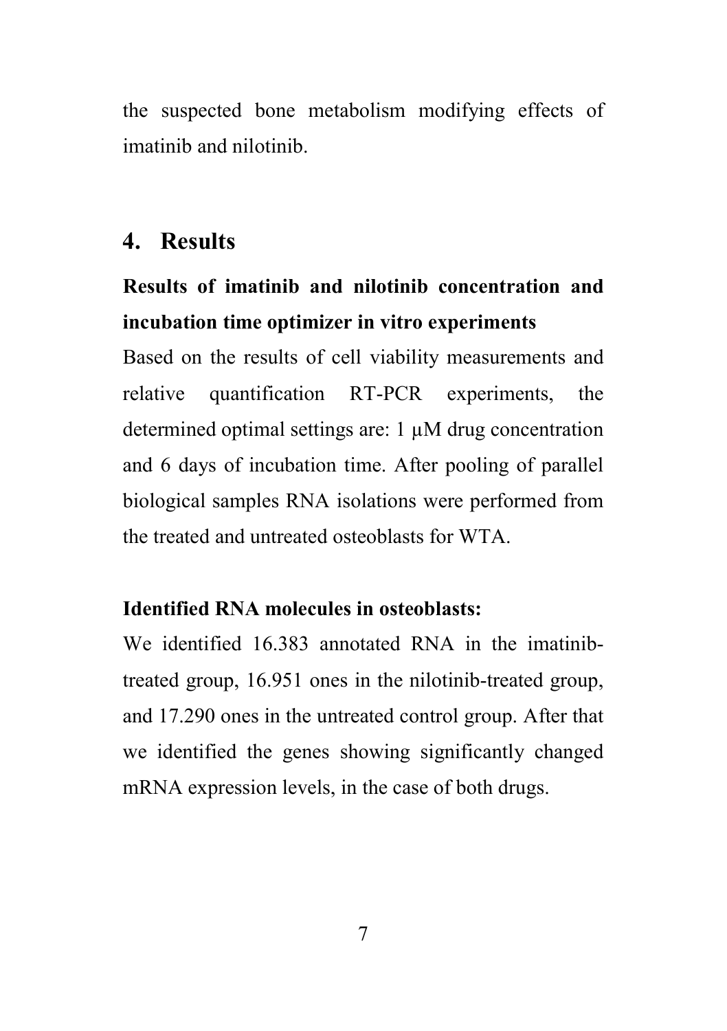the suspected bone metabolism modifying effects of imatinib and nilotinib.

## 4. Results

### Results of imatinib and nilotinib concentration and incubation time optimizer in vitro experiments

Based on the results of cell viability measurements and relative quantification RT-PCR experiments, the determined optimal settings are: 1 μM drug concentration and 6 days of incubation time. After pooling of parallel biological samples RNA isolations were performed from the treated and untreated osteoblasts for WTA.

### Identified RNA molecules in osteoblasts:

We identified 16.383 annotated RNA in the imatinib-treated group, 16.951 ones in the nilotinib-treated group, and 17.290 ones in the untreated control group. After that we identified the genes showing significantly changed mRNA expression levels, in the case of both drugs.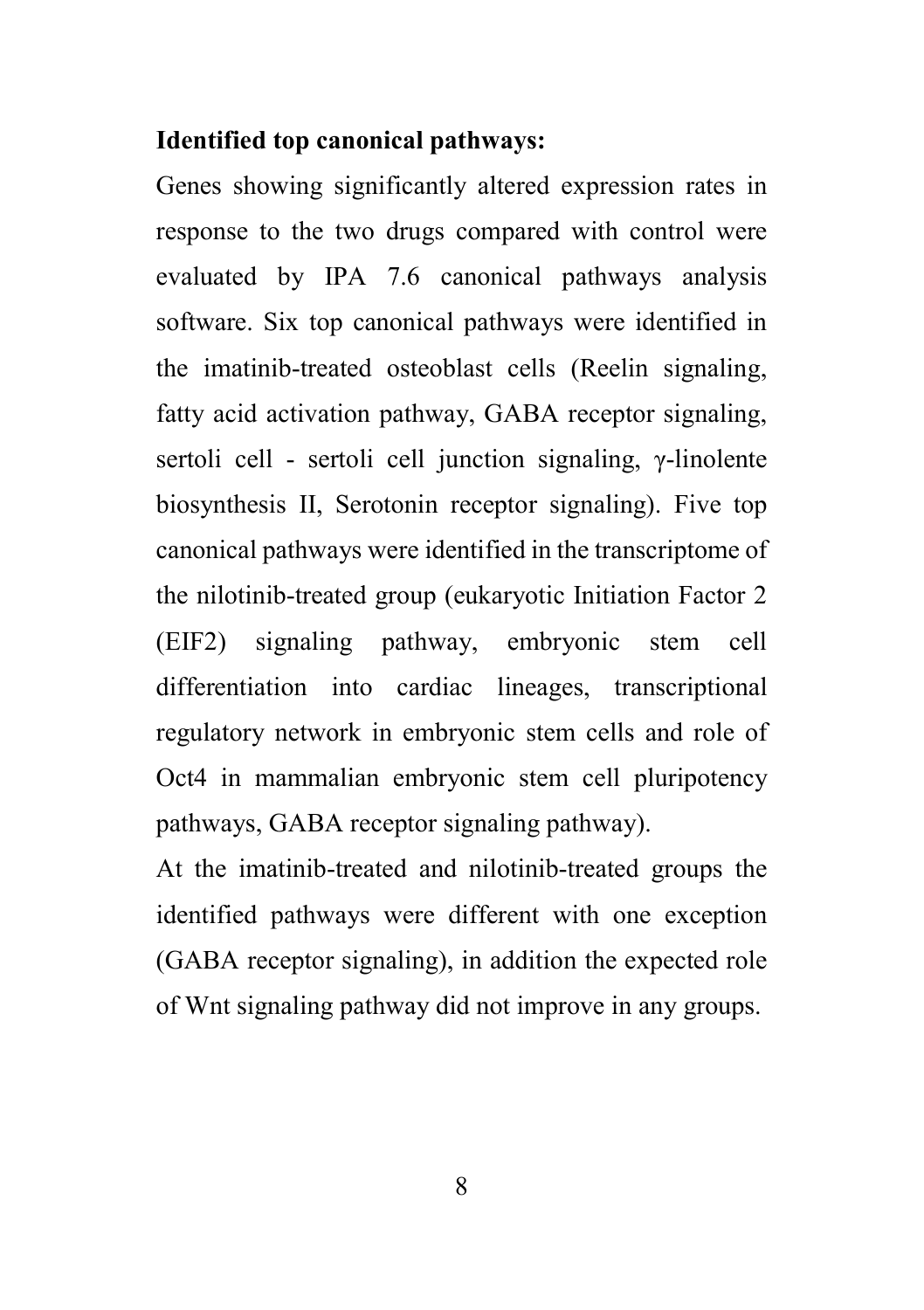**Identified top canonical pathways:**

Genes showing significantly altered expression rates in response to the two drugs compared with control were evaluated by IPA 7.6 canonical pathways analysis software. Six top canonical pathways were identified in the imatinib-treated osteoblast cells (Reelin signaling, fatty acid activation pathway, GABA receptor signaling, sertoli cell - sertoli cell junction signaling, γ-linolente biosynthesis II, Serotonin receptor signaling). Five top canonical pathways were identified in the transcriptome of the nilotinib-treated group (eukaryotic Initiation Factor 2 (EIF2) signaling pathway, embryonic stem cell differentiation into cardiac lineages, transcriptional regulatory network in embryonic stem cells and role of Oct4 in mammalian embryonic stem cell pluripotency pathways, GABA receptor signaling pathway).

At the imatinib-treated and nilotinib-treated groups the identified pathways were different with one exception (GABA receptor signaling), in addition the expected role of Wnt signaling pathway did not improve in any groups.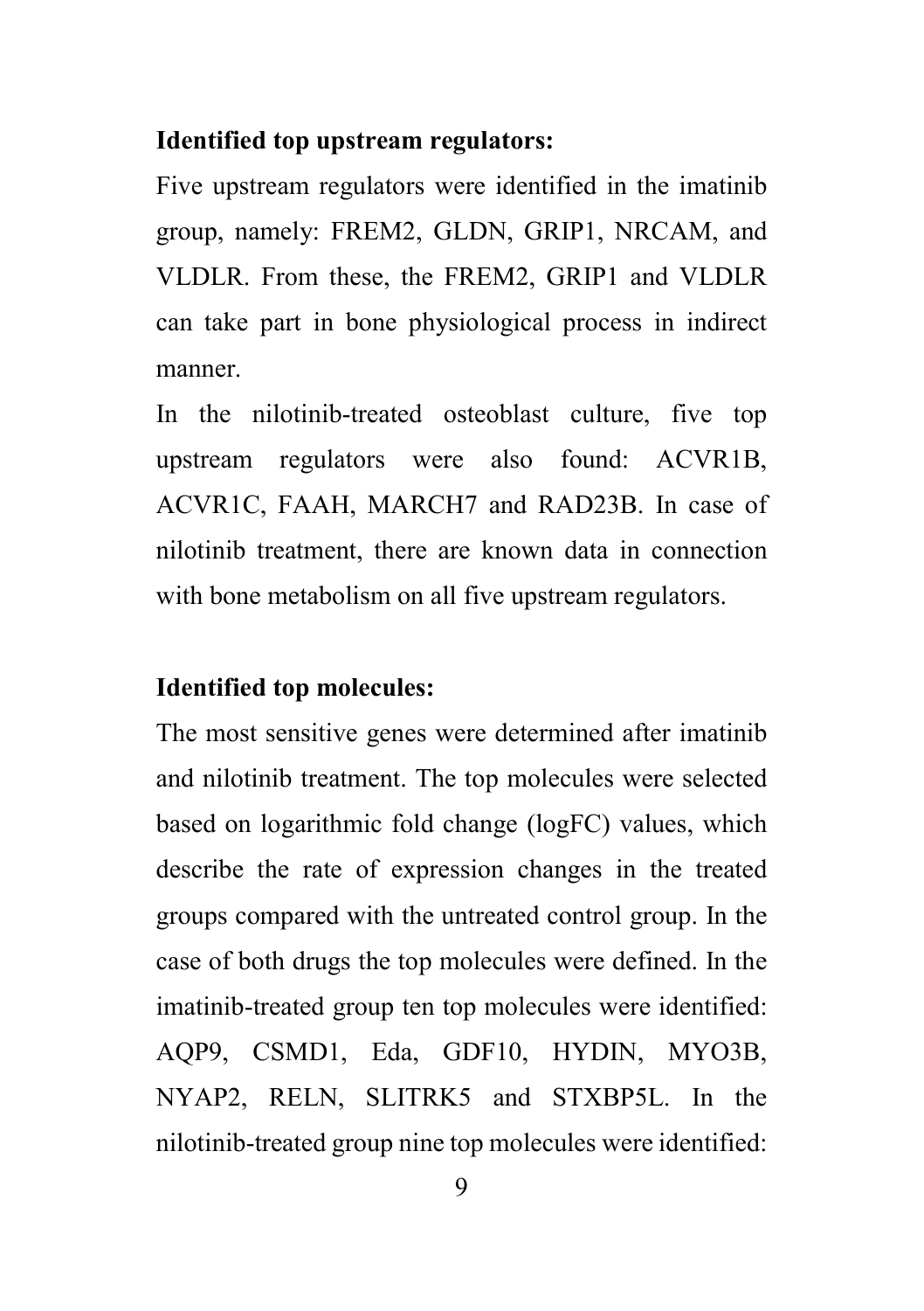**Identified top upstream regulators:**

Five upstream regulators were identified in the imatinib group, namely: FREM2, GLDN, GRIP1, NRCAM, and VLDLR. From these, the FREM2, GRIP1 and VLDLR can take part in bone physiological process in indirect manner.

In the nilotinib-treated osteoblast culture, five top upstream regulators were also found: ACVR1B, ACVR1C, FAAH, MARCH7 and RAD23B. In case of nilotinib treatment, there are known data in connection with bone metabolism on all five upstream regulators.

**Identified top molecules:**

The most sensitive genes were determined after imatinib and nilotinib treatment. The top molecules were selected based on logarithmic fold change (logFC) values, which describe the rate of expression changes in the treated groups compared with the untreated control group. In the case of both drugs the top molecules were defined. In the imatinib-treated group ten top molecules were identified: AQP9, CSMD1, Eda, GDF10, HYDIN, MYO3B, NYAP2, RELN, SLITRK5 and STXBP5L. In the nilotinib-treated group nine top molecules were identified: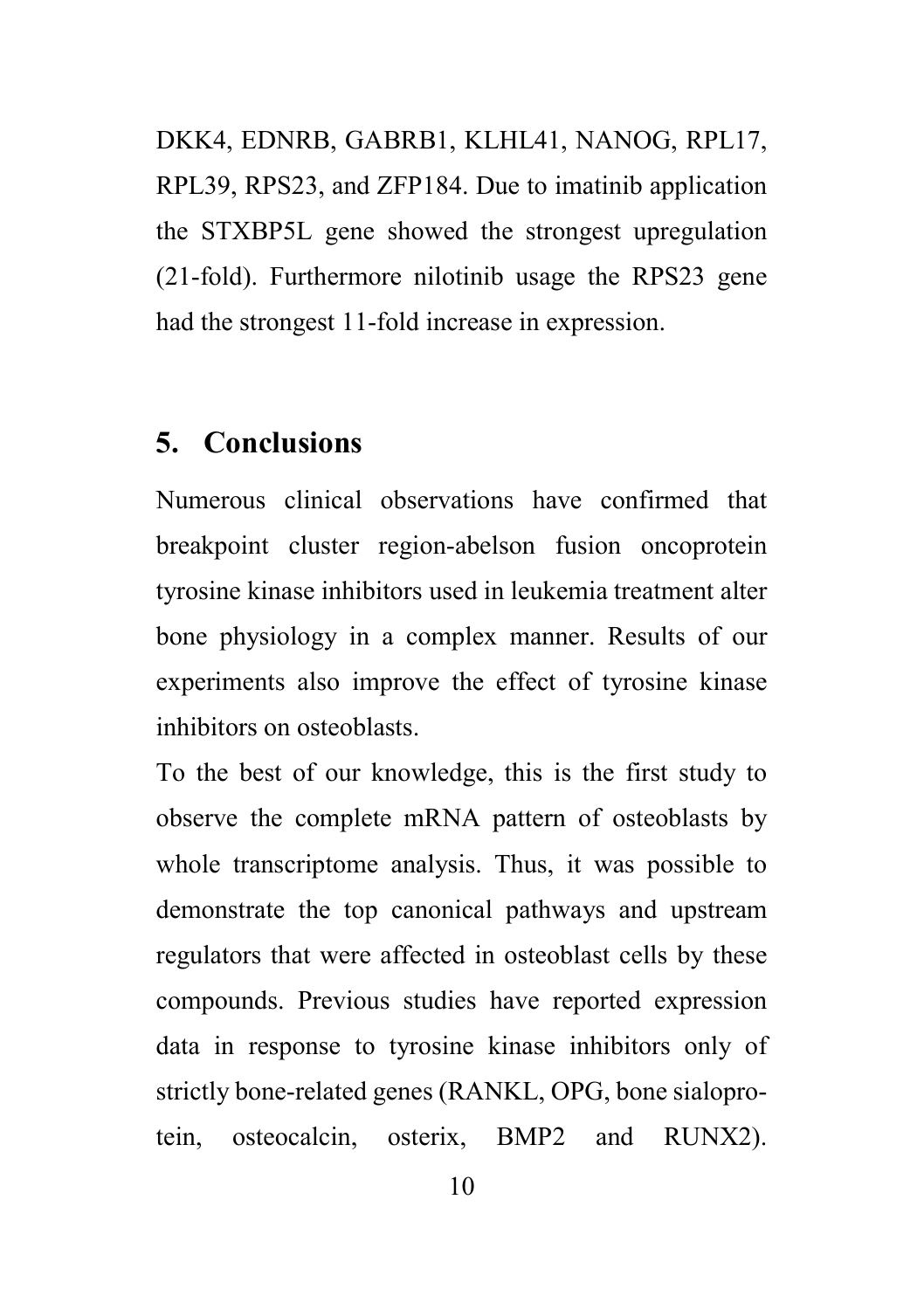DKK4, EDNRB, GABRB1, KLHL41, NANOG, RPL17, RPL39, RPS23, and ZFP184. Due to imatinib application the STXBP5L gene showed the strongest upregulation (21-fold). Furthermore nilotinib usage the RPS23 gene had the strongest 11-fold increase in expression.

## 5. Conclusions

Numerous clinical observations have confirmed that breakpoint cluster region-abelson fusion oncoprotein tyrosine kinase inhibitors used in leukemia treatment alter bone physiology in a complex manner. Results of our experiments also improve the effect of tyrosine kinase inhibitors on osteoblasts.

To the best of our knowledge, this is the first study to observe the complete mRNA pattern of osteoblasts by whole transcriptome analysis. Thus, it was possible to demonstrate the top canonical pathways and upstream regulators that were affected in osteoblast cells by these compounds. Previous studies have reported expression data in response to tyrosine kinase inhibitors only of strictly bone-related genes (RANKL, OPG, bone sialoprotein, osteocalcin, osterix, BMP2 and RUNX2).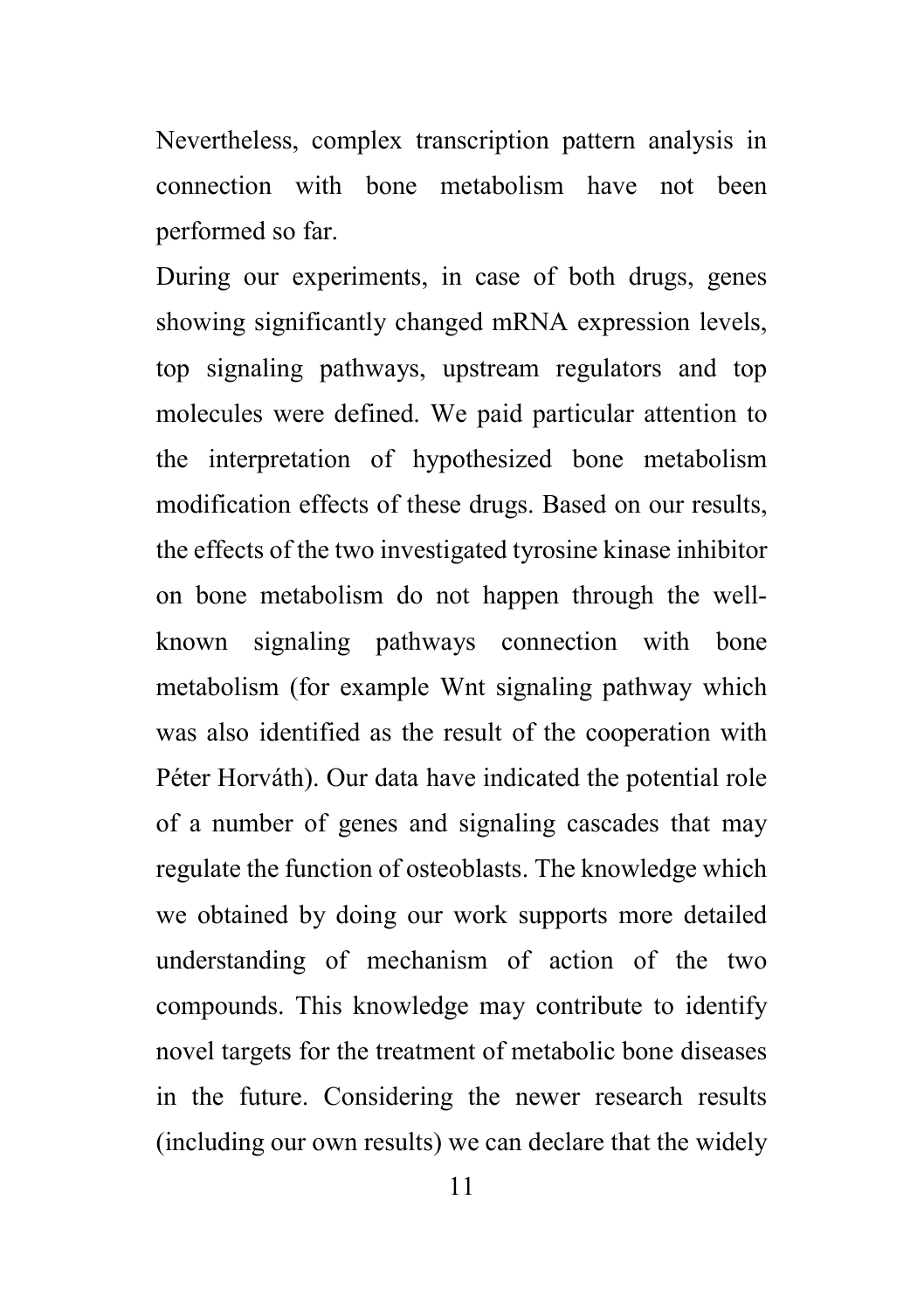Nevertheless, complex transcription pattern analysis in connection with bone metabolism have not been performed so far.

During our experiments, in case of both drugs, genes showing significantly changed mRNA expression levels, top signaling pathways, upstream regulators and top molecules were defined. We paid particular attention to the interpretation of hypothesized bone metabolism modification effects of these drugs. Based on our results, the effects of the two investigated tyrosine kinase inhibitor on bone metabolism do not happen through the well-known signaling pathways connection with bone metabolism (for example Wnt signaling pathway which was also identified as the result of the cooperation with Péter Horváth). Our data have indicated the potential role of a number of genes and signaling cascades that may regulate the function of osteoblasts. The knowledge which we obtained by doing our work supports more detailed understanding of mechanism of action of the two compounds. This knowledge may contribute to identify novel targets for the treatment of metabolic bone diseases in the future. Considering the newer research results (including our own results) we can declare that the widely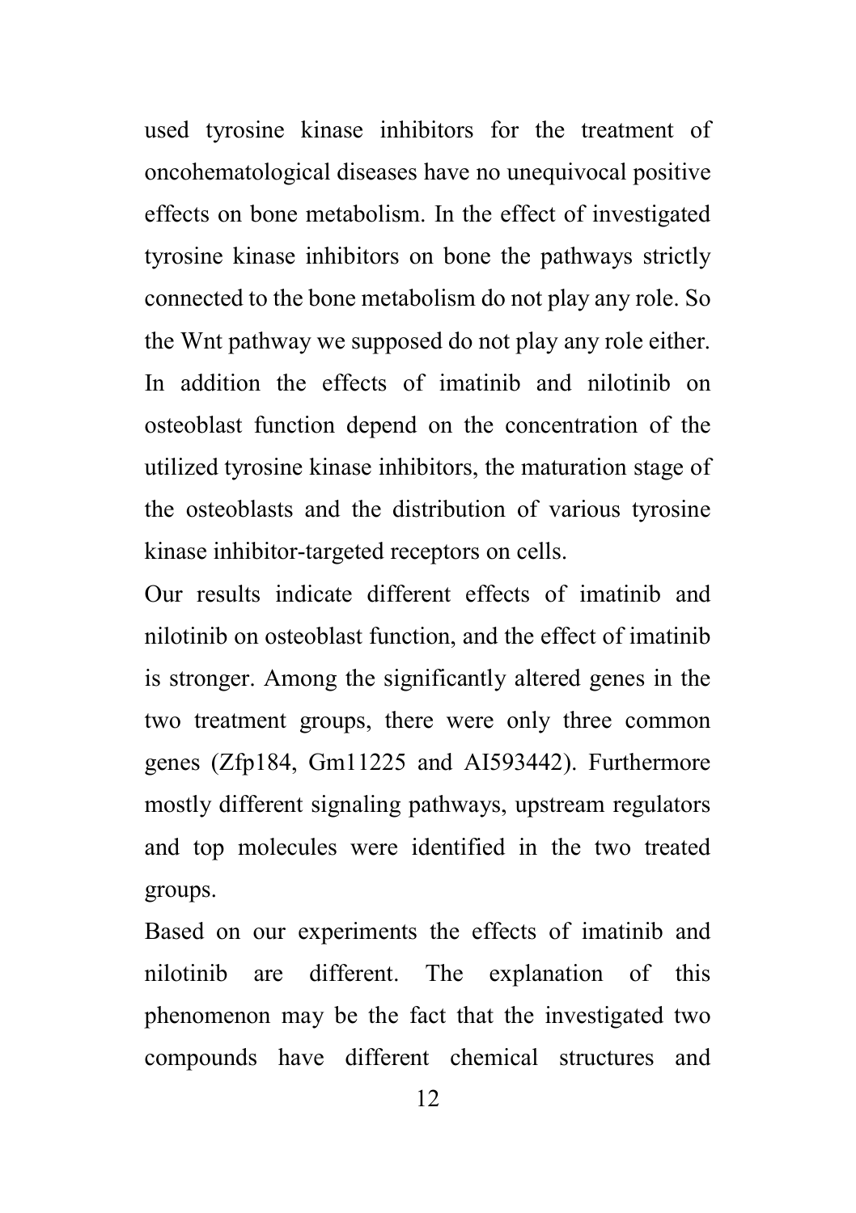used tyrosine kinase inhibitors for the treatment of oncohematological diseases have no unequivocal positive effects on bone metabolism. In the effect of investigated tyrosine kinase inhibitors on bone the pathways strictly connected to the bone metabolism do not play any role. So the Wnt pathway we supposed do not play any role either. In addition the effects of imatinib and nilotinib on osteoblast function depend on the concentration of the utilized tyrosine kinase inhibitors, the maturation stage of the osteoblasts and the distribution of various tyrosine kinase inhibitor-targeted receptors on cells.

Our results indicate different effects of imatinib and nilotinib on osteoblast function, and the effect of imatinib is stronger. Among the significantly altered genes in the two treatment groups, there were only three common genes (Zfp184, Gm11225 and AI593442). Furthermore mostly different signaling pathways, upstream regulators and top molecules were identified in the two treated groups.

Based on our experiments the effects of imatinib and nilotinib are different. The explanation of this phenomenon may be the fact that the investigated two compounds have different chemical structures and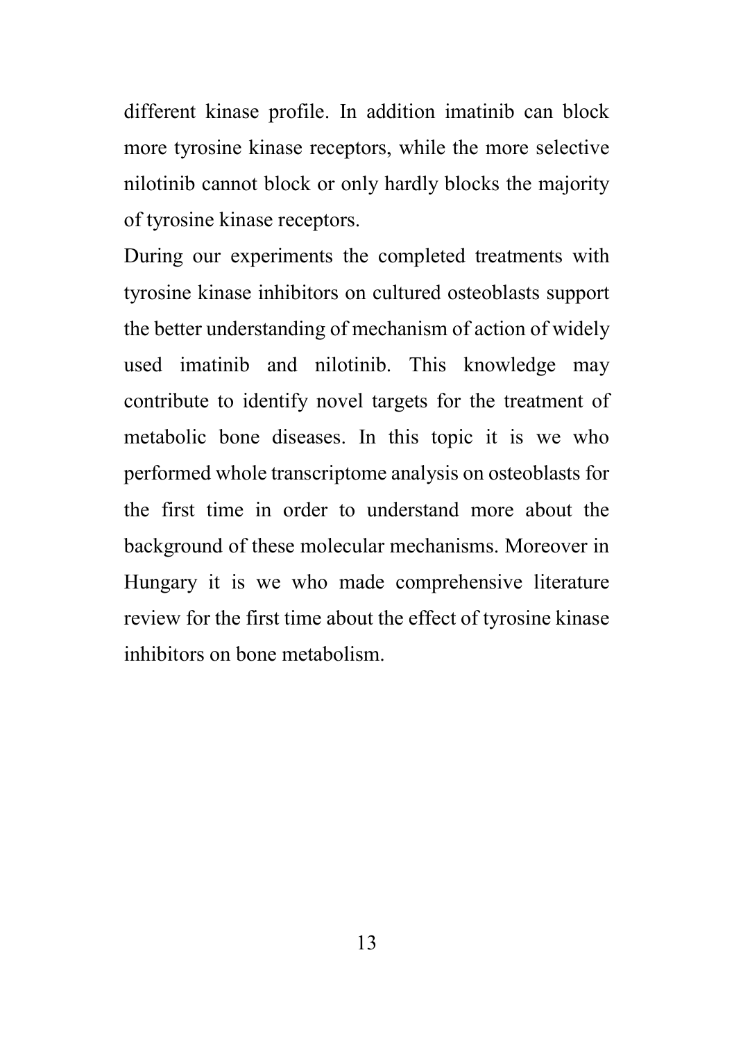different kinase profile. In addition imatinib can block more tyrosine kinase receptors, while the more selective nilotinib cannot block or only hardly blocks the majority of tyrosine kinase receptors.

During our experiments the completed treatments with tyrosine kinase inhibitors on cultured osteoblasts support the better understanding of mechanism of action of widely used imatinib and nilotinib. This knowledge may contribute to identify novel targets for the treatment of metabolic bone diseases. In this topic it is we who performed whole transcriptome analysis on osteoblasts for the first time in order to understand more about the background of these molecular mechanisms. Moreover in Hungary it is we who made comprehensive literature review for the first time about the effect of tyrosine kinase inhibitors on bone metabolism.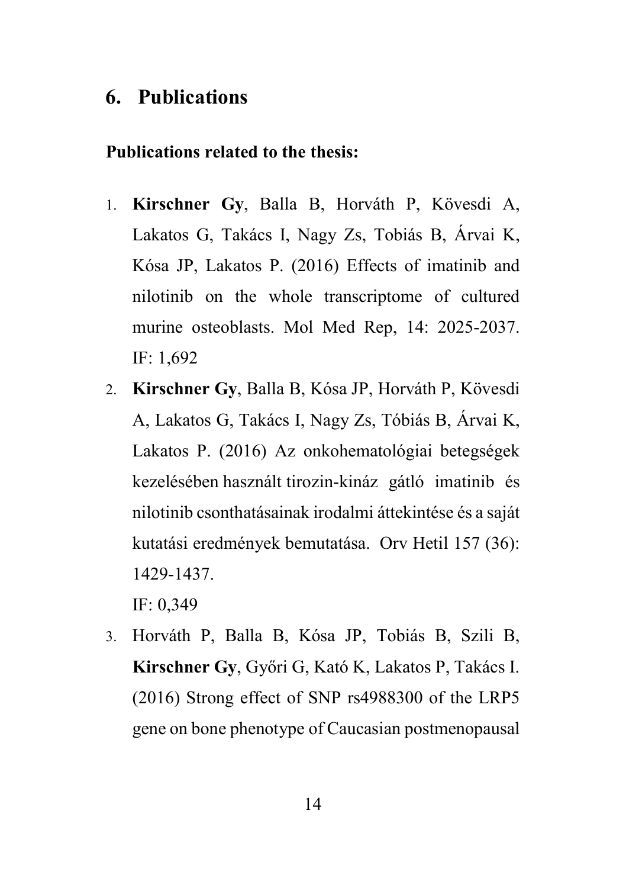## 6. Publications

**Publications related to the thesis:**

1. **Kirschner Gy**, Balla B, Horváth P, Kövesdi A, Lakatos G, Takács I, Nagy Zs, Tobiás B, Árvai K, Kósa JP, Lakatos P. (2016) Effects of imatinib and nilotinib on the whole transcriptome of cultured murine osteoblasts. Mol Med Rep, 14: 2025-2037. IF: 1,692
2. **Kirschner Gy**, Balla B, Kósa JP, Horváth P, Kövesdi A, Lakatos G, Takács I, Nagy Zs, Tóbiás B, Árvai K, Lakatos P. (2016) Az onkohematológiai betegségek kezelésében használt tirozin-kináz gátló imatinib és nilotinib csonthatásainak irodalmi áttekintése és a saját kutatási eredmények bemutatása. Orv Hetil 157 (36): 1429-1437.
   IF: 0,349
3. Horváth P, Balla B, Kósa JP, Tobiás B, Szili B, **Kirschner Gy**, Győri G, Kató K, Lakatos P, Takács I. (2016) Strong effect of SNP rs4988300 of the LRP5 gene on bone phenotype of Caucasian postmenopausal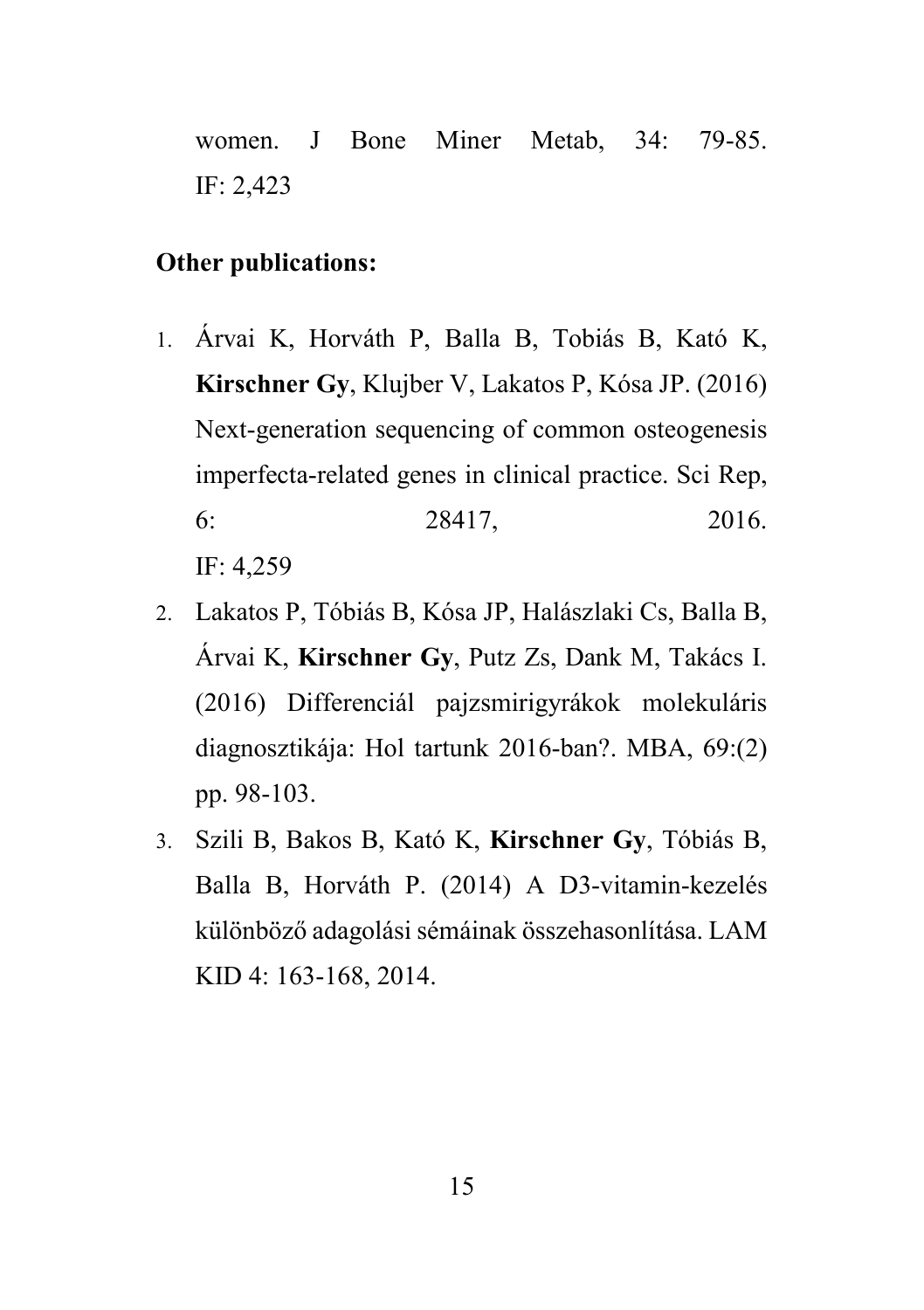women. J Bone Miner Metab, 34: 79-85. IF: 2,423

**Other publications:**

1. Árvai K, Horváth P, Balla B, Tobiás B, Kató K, **Kirschner Gy**, Klujber V, Lakatos P, Kósa JP. (2016) Next-generation sequencing of common osteogenesis imperfecta-related genes in clinical practice. Sci Rep, 6: 28417, 2016. IF: 4,259
2. Lakatos P, Tóbiás B, Kósa JP, Halászlaki Cs, Balla B, Árvai K, **Kirschner Gy**, Putz Zs, Dank M, Takács I. (2016) Differenciál pajzsmirigyrákok molekuláris diagnosztikája: Hol tartunk 2016-ban?. MBA, 69:(2) pp. 98-103.
3. Szili B, Bakos B, Kató K, **Kirschner Gy**, Tóbiás B, Balla B, Horváth P. (2014) A D3-vitamin-kezelés különböző adagolási sémáinak összehasonlítása. LAM KID 4: 163-168, 2014.